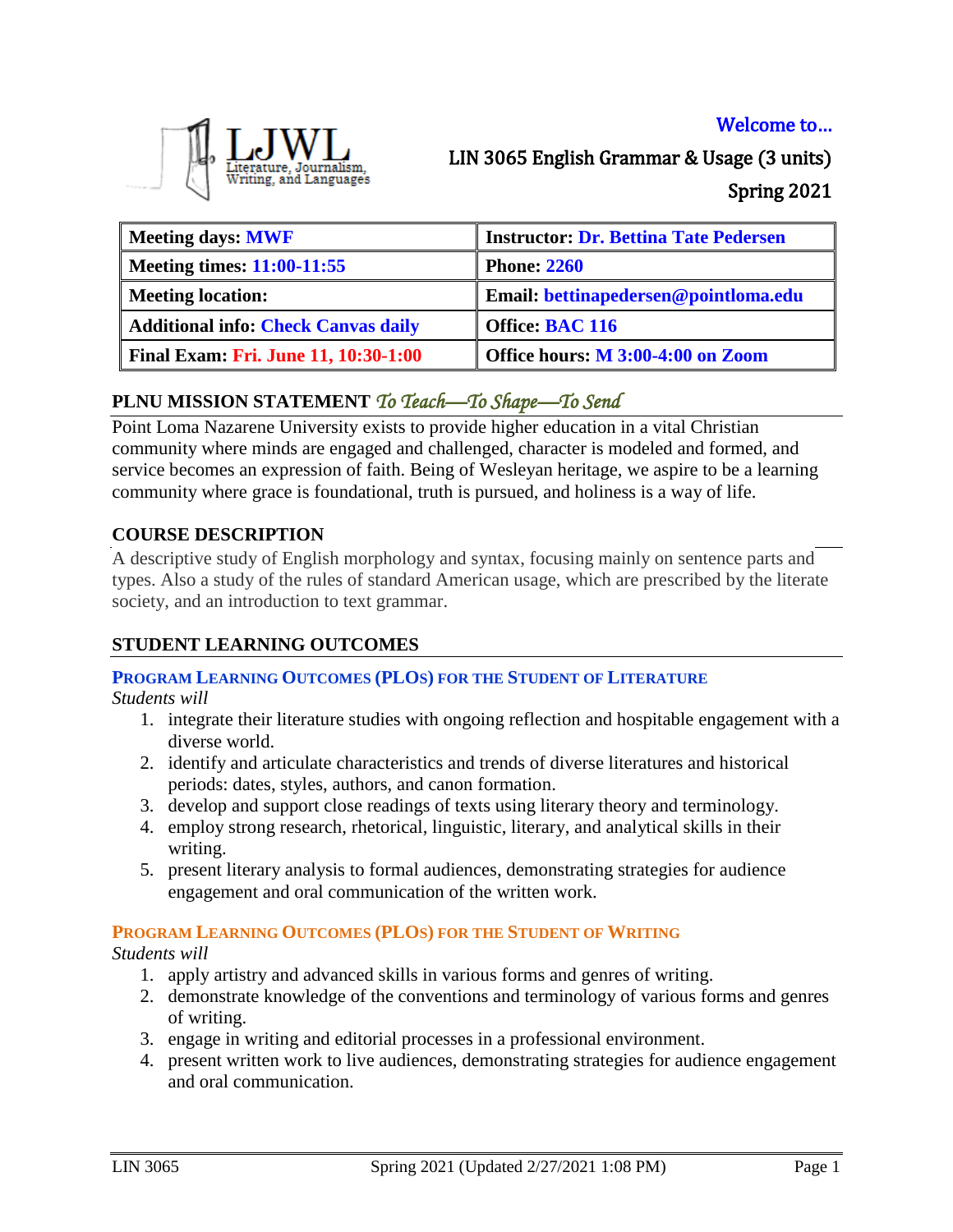LJWL Literature, Journalism, Writing, and Languages

Welcome to…

# LIN 3065 English Grammar & Usage (3 units)

Spring 2021

| Meeting days: MWF | Instructor: Dr. Bettina Tate Pedersen |
|---|---|
| Meeting times: 11:00-11:55 | Phone: 2260 |
| Meeting location: | Email: bettinapedersen@pointloma.edu |
| Additional info: Check Canvas daily | Office: BAC 116 |
| Final Exam: Fri. June 11, 10:30-1:00 | Office hours: M 3:00-4:00 on Zoom |

## PLNU MISSION STATEMENT *To Teach—To Shape—To Send*

Point Loma Nazarene University exists to provide higher education in a vital Christian community where minds are engaged and challenged, character is modeled and formed, and service becomes an expression of faith. Being of Wesleyan heritage, we aspire to be a learning community where grace is foundational, truth is pursued, and holiness is a way of life.

## COURSE DESCRIPTION

A descriptive study of English morphology and syntax, focusing mainly on sentence parts and types. Also a study of the rules of standard American usage, which are prescribed by the literate society, and an introduction to text grammar.

## STUDENT LEARNING OUTCOMES

### PROGRAM LEARNING OUTCOMES (PLOS) FOR THE STUDENT OF LITERATURE

*Students will*

1. integrate their literature studies with ongoing reflection and hospitable engagement with a diverse world.
2. identify and articulate characteristics and trends of diverse literatures and historical periods: dates, styles, authors, and canon formation.
3. develop and support close readings of texts using literary theory and terminology.
4. employ strong research, rhetorical, linguistic, literary, and analytical skills in their writing.
5. present literary analysis to formal audiences, demonstrating strategies for audience engagement and oral communication of the written work.

### PROGRAM LEARNING OUTCOMES (PLOS) FOR THE STUDENT OF WRITING

*Students will*

1. apply artistry and advanced skills in various forms and genres of writing.
2. demonstrate knowledge of the conventions and terminology of various forms and genres of writing.
3. engage in writing and editorial processes in a professional environment.
4. present written work to live audiences, demonstrating strategies for audience engagement and oral communication.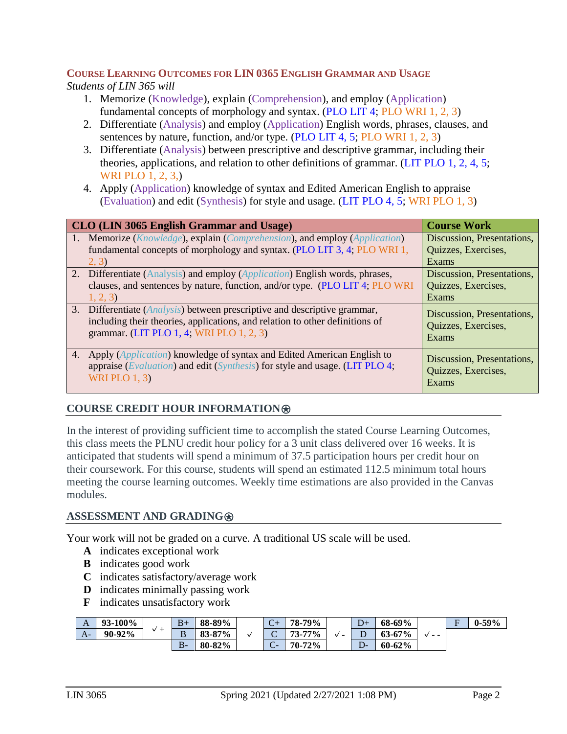## Course Learning Outcomes for LIN 0365 English Grammar and Usage

*Students of LIN 365 will*

1. Memorize (Knowledge), explain (Comprehension), and employ (Application) fundamental concepts of morphology and syntax. (PLO LIT 4; PLO WRI 1, 2, 3)
2. Differentiate (Analysis) and employ (Application) English words, phrases, clauses, and sentences by nature, function, and/or type. (PLO LIT 4, 5; PLO WRI 1, 2, 3)
3. Differentiate (Analysis) between prescriptive and descriptive grammar, including their theories, applications, and relation to other definitions of grammar. (LIT PLO 1, 2, 4, 5; WRI PLO 1, 2, 3,)
4. Apply (Application) knowledge of syntax and Edited American English to appraise (Evaluation) and edit (Synthesis) for style and usage. (LIT PLO 4, 5; WRI PLO 1, 3)

| CLO (LIN 3065 English Grammar and Usage) | Course Work |
|---|---|
| 1. Memorize (*Knowledge*), explain (*Comprehension*), and employ (*Application*) fundamental concepts of morphology and syntax. (PLO LIT 3, 4; PLO WRI 1, 2, 3) | Discussion, Presentations, Quizzes, Exercises, Exams |
| 2. Differentiate (Analysis) and employ (*Application*) English words, phrases, clauses, and sentences by nature, function, and/or type. (PLO LIT 4; PLO WRI 1, 2, 3) | Discussion, Presentations, Quizzes, Exercises, Exams |
| 3. Differentiate (*Analysis*) between prescriptive and descriptive grammar, including their theories, applications, and relation to other definitions of grammar. (LIT PLO 1, 4; WRI PLO 1, 2, 3) | Discussion, Presentations, Quizzes, Exercises, Exams |
| 4. Apply (*Application*) knowledge of syntax and Edited American English to appraise (*Evaluation*) and edit (*Synthesis*) for style and usage. (LIT PLO 4; WRI PLO 1, 3) | Discussion, Presentations, Quizzes, Exercises, Exams |

## COURSE CREDIT HOUR INFORMATION⍟

In the interest of providing sufficient time to accomplish the stated Course Learning Outcomes, this class meets the PLNU credit hour policy for a 3 unit class delivered over 16 weeks. It is anticipated that students will spend a minimum of 37.5 participation hours per credit hour on their coursework. For this course, students will spend an estimated 112.5 minimum total hours meeting the course learning outcomes. Weekly time estimations are also provided in the Canvas modules.

## ASSESSMENT AND GRADING⍟

Your work will not be graded on a curve. A traditional US scale will be used.

- **A** indicates exceptional work
- **B** indicates good work
- **C** indicates satisfactory/average work
- **D** indicates minimally passing work
- **F** indicates unsatisfactory work

| | | | | | | | | | | | | | |
|---|---|---|---|---|---|---|---|---|---|---|---|---|---|
| A | **93-100%** | ✓+ | B+ | **88-89%** | ✓ | C+ | **78-79%** | ✓- | D+ | **68-69%** | ✓- - | F | **0-59%** |
| A- | **90-92%** | | B | **83-87%** | | C | **73-77%** | | D | **63-67%** | | | |
| | | | B- | **80-82%** | | C- | **70-72%** | | D- | **60-62%** | | | |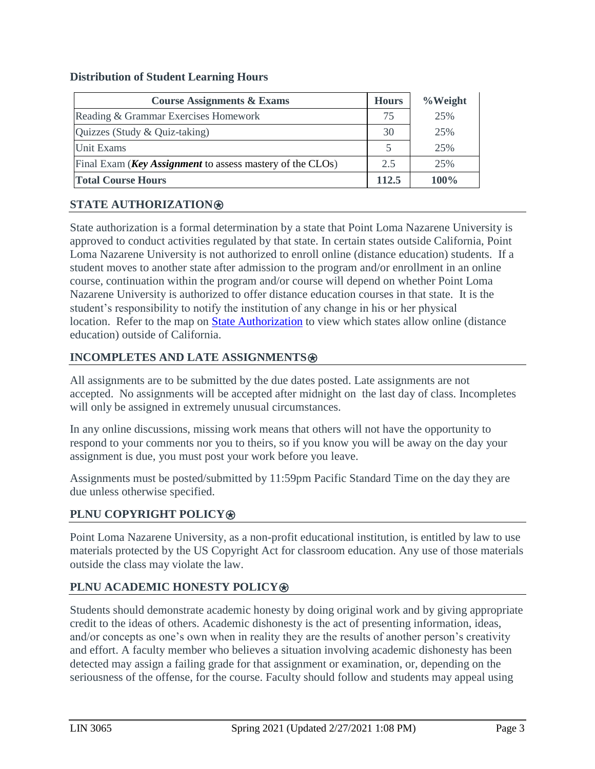**Distribution of Student Learning Hours**

| Course Assignments & Exams | Hours | %Weight |
| --- | --- | --- |
| Reading & Grammar Exercises Homework | 75 | 25% |
| Quizzes (Study & Quiz-taking) | 30 | 25% |
| Unit Exams | 5 | 25% |
| Final Exam (***Key Assignment*** to assess mastery of the CLOs) | 2.5 | 25% |
| **Total Course Hours** | **112.5** | **100%** |

## STATE AUTHORIZATION⍟

State authorization is a formal determination by a state that Point Loma Nazarene University is approved to conduct activities regulated by that state. In certain states outside California, Point Loma Nazarene University is not authorized to enroll online (distance education) students. If a student moves to another state after admission to the program and/or enrollment in an online course, continuation within the program and/or course will depend on whether Point Loma Nazarene University is authorized to offer distance education courses in that state. It is the student's responsibility to notify the institution of any change in his or her physical location. Refer to the map on State Authorization to view which states allow online (distance education) outside of California.

## INCOMPLETES AND LATE ASSIGNMENTS⍟

All assignments are to be submitted by the due dates posted. Late assignments are not accepted. No assignments will be accepted after midnight on the last day of class. Incompletes will only be assigned in extremely unusual circumstances.

In any online discussions, missing work means that others will not have the opportunity to respond to your comments nor you to theirs, so if you know you will be away on the day your assignment is due, you must post your work before you leave.

Assignments must be posted/submitted by 11:59pm Pacific Standard Time on the day they are due unless otherwise specified.

## PLNU COPYRIGHT POLICY⍟

Point Loma Nazarene University, as a non-profit educational institution, is entitled by law to use materials protected by the US Copyright Act for classroom education. Any use of those materials outside the class may violate the law.

## PLNU ACADEMIC HONESTY POLICY⍟

Students should demonstrate academic honesty by doing original work and by giving appropriate credit to the ideas of others. Academic dishonesty is the act of presenting information, ideas, and/or concepts as one's own when in reality they are the results of another person's creativity and effort. A faculty member who believes a situation involving academic dishonesty has been detected may assign a failing grade for that assignment or examination, or, depending on the seriousness of the offense, for the course. Faculty should follow and students may appeal using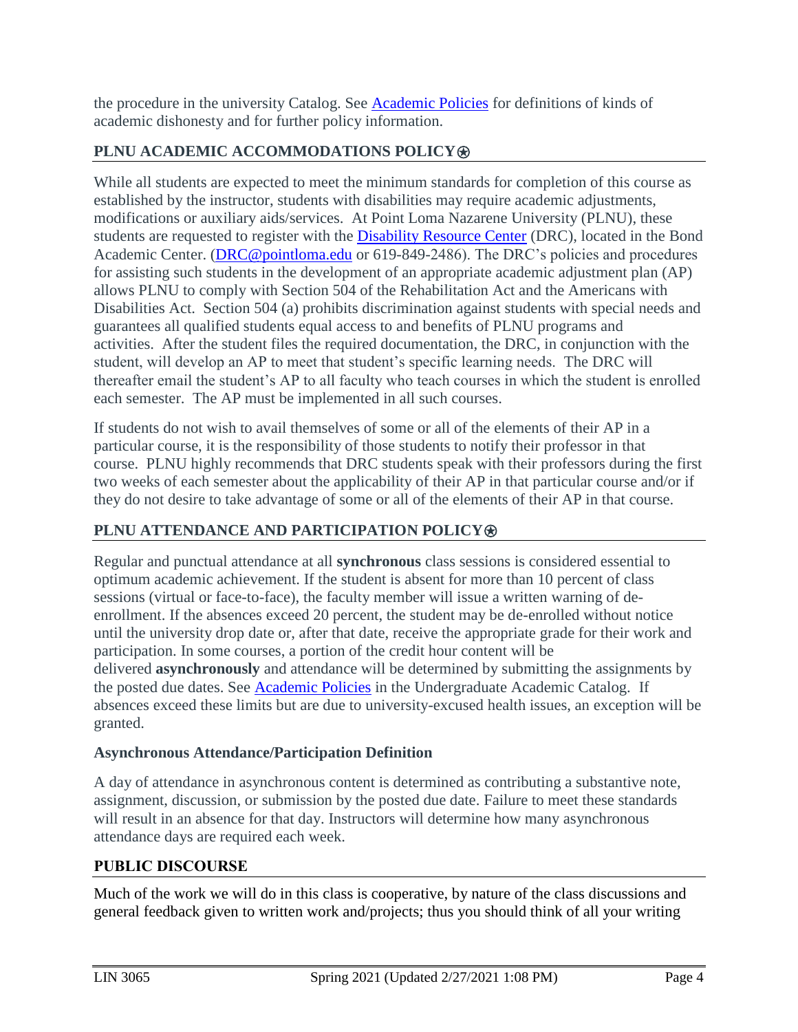the procedure in the university Catalog. See [Academic Policies](#) for definitions of kinds of academic dishonesty and for further policy information.

## PLNU ACADEMIC ACCOMMODATIONS POLICY⍟

While all students are expected to meet the minimum standards for completion of this course as established by the instructor, students with disabilities may require academic adjustments, modifications or auxiliary aids/services. At Point Loma Nazarene University (PLNU), these students are requested to register with the [Disability Resource Center](#) (DRC), located in the Bond Academic Center. ([DRC@pointloma.edu](mailto:DRC@pointloma.edu) or 619-849-2486). The DRC's policies and procedures for assisting such students in the development of an appropriate academic adjustment plan (AP) allows PLNU to comply with Section 504 of the Rehabilitation Act and the Americans with Disabilities Act. Section 504 (a) prohibits discrimination against students with special needs and guarantees all qualified students equal access to and benefits of PLNU programs and activities. After the student files the required documentation, the DRC, in conjunction with the student, will develop an AP to meet that student's specific learning needs. The DRC will thereafter email the student's AP to all faculty who teach courses in which the student is enrolled each semester. The AP must be implemented in all such courses.

If students do not wish to avail themselves of some or all of the elements of their AP in a particular course, it is the responsibility of those students to notify their professor in that course. PLNU highly recommends that DRC students speak with their professors during the first two weeks of each semester about the applicability of their AP in that particular course and/or if they do not desire to take advantage of some or all of the elements of their AP in that course.

## PLNU ATTENDANCE AND PARTICIPATION POLICY⍟

Regular and punctual attendance at all **synchronous** class sessions is considered essential to optimum academic achievement. If the student is absent for more than 10 percent of class sessions (virtual or face-to-face), the faculty member will issue a written warning of de-enrollment. If the absences exceed 20 percent, the student may be de-enrolled without notice until the university drop date or, after that date, receive the appropriate grade for their work and participation. In some courses, a portion of the credit hour content will be delivered **asynchronously** and attendance will be determined by submitting the assignments by the posted due dates. See [Academic Policies](#) in the Undergraduate Academic Catalog. If absences exceed these limits but are due to university-excused health issues, an exception will be granted.

### Asynchronous Attendance/Participation Definition

A day of attendance in asynchronous content is determined as contributing a substantive note, assignment, discussion, or submission by the posted due date. Failure to meet these standards will result in an absence for that day. Instructors will determine how many asynchronous attendance days are required each week.

## PUBLIC DISCOURSE

Much of the work we will do in this class is cooperative, by nature of the class discussions and general feedback given to written work and/projects; thus you should think of all your writing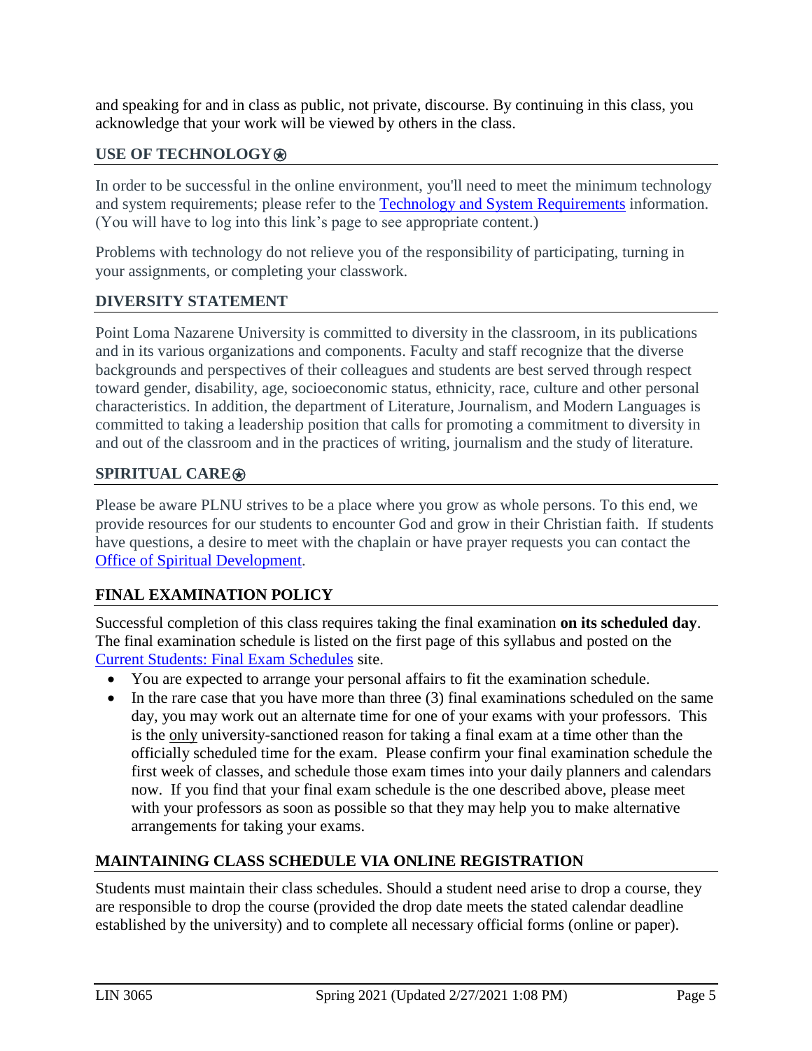and speaking for and in class as public, not private, discourse. By continuing in this class, you acknowledge that your work will be viewed by others in the class.

## USE OF TECHNOLOGY⍟

In order to be successful in the online environment, you'll need to meet the minimum technology and system requirements; please refer to the [Technology and System Requirements]() information. (You will have to log into this link's page to see appropriate content.)

Problems with technology do not relieve you of the responsibility of participating, turning in your assignments, or completing your classwork.

## DIVERSITY STATEMENT

Point Loma Nazarene University is committed to diversity in the classroom, in its publications and in its various organizations and components. Faculty and staff recognize that the diverse backgrounds and perspectives of their colleagues and students are best served through respect toward gender, disability, age, socioeconomic status, ethnicity, race, culture and other personal characteristics. In addition, the department of Literature, Journalism, and Modern Languages is committed to taking a leadership position that calls for promoting a commitment to diversity in and out of the classroom and in the practices of writing, journalism and the study of literature.

## SPIRITUAL CARE⍟

Please be aware PLNU strives to be a place where you grow as whole persons. To this end, we provide resources for our students to encounter God and grow in their Christian faith. If students have questions, a desire to meet with the chaplain or have prayer requests you can contact the [Office of Spiritual Development]().

## FINAL EXAMINATION POLICY

Successful completion of this class requires taking the final examination **on its scheduled day**. The final examination schedule is listed on the first page of this syllabus and posted on the [Current Students: Final Exam Schedules]() site.

- You are expected to arrange your personal affairs to fit the examination schedule.
- In the rare case that you have more than three (3) final examinations scheduled on the same day, you may work out an alternate time for one of your exams with your professors. This is the only university-sanctioned reason for taking a final exam at a time other than the officially scheduled time for the exam. Please confirm your final examination schedule the first week of classes, and schedule those exam times into your daily planners and calendars now. If you find that your final exam schedule is the one described above, please meet with your professors as soon as possible so that they may help you to make alternative arrangements for taking your exams.

## MAINTAINING CLASS SCHEDULE VIA ONLINE REGISTRATION

Students must maintain their class schedules. Should a student need arise to drop a course, they are responsible to drop the course (provided the drop date meets the stated calendar deadline established by the university) and to complete all necessary official forms (online or paper).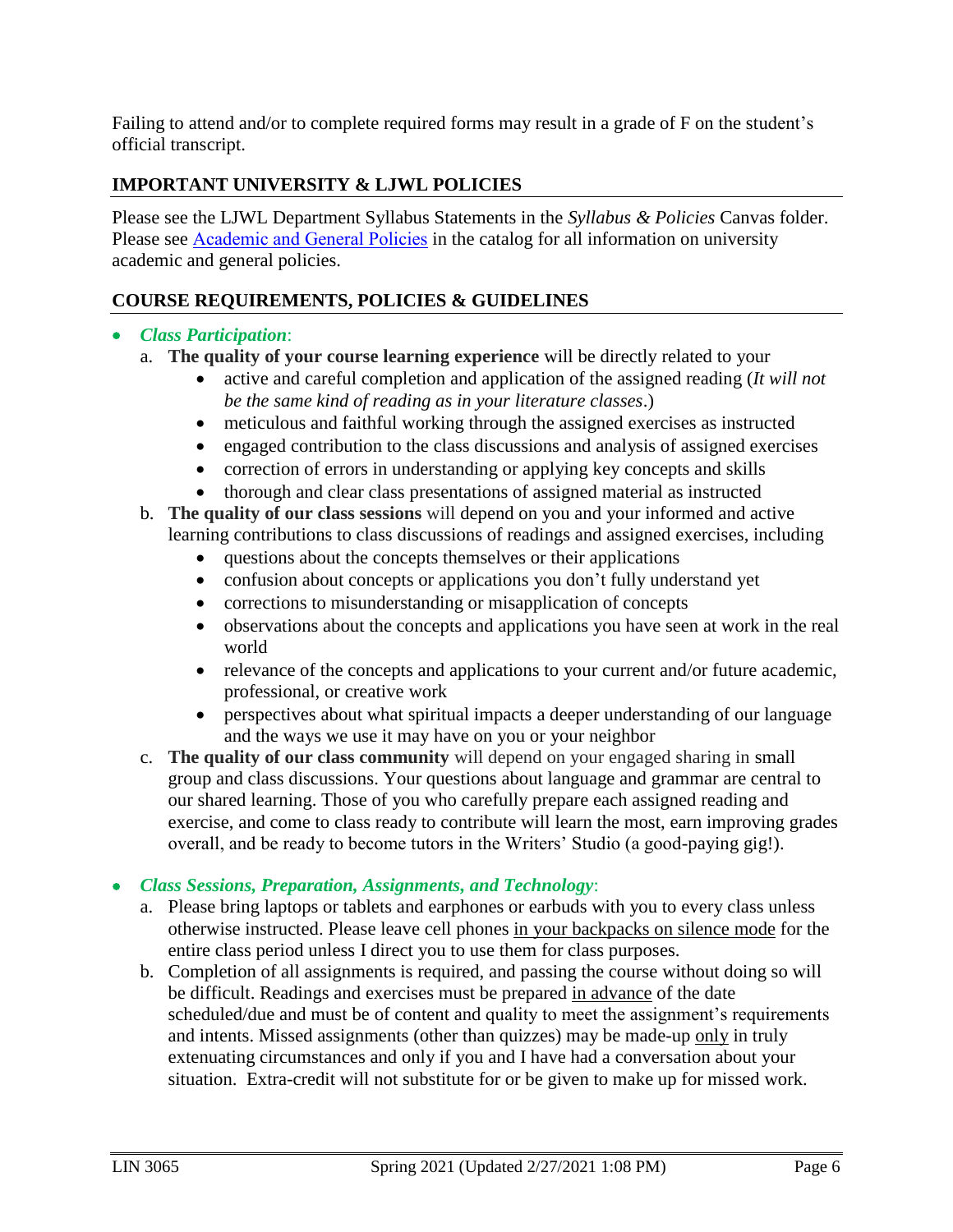Failing to attend and/or to complete required forms may result in a grade of F on the student's official transcript.

## IMPORTANT UNIVERSITY & LJWL POLICIES

Please see the LJWL Department Syllabus Statements in the *Syllabus & Policies* Canvas folder. Please see [Academic and General Policies](#) in the catalog for all information on university academic and general policies.

## COURSE REQUIREMENTS, POLICIES & GUIDELINES

- ***Class Participation***:
  a. **The quality of your course learning experience** will be directly related to your
     - active and careful completion and application of the assigned reading (*It will not be the same kind of reading as in your literature classes*.)
     - meticulous and faithful working through the assigned exercises as instructed
     - engaged contribution to the class discussions and analysis of assigned exercises
     - correction of errors in understanding or applying key concepts and skills
     - thorough and clear class presentations of assigned material as instructed

  b. **The quality of our class sessions** will depend on you and your informed and active learning contributions to class discussions of readings and assigned exercises, including
     - questions about the concepts themselves or their applications
     - confusion about concepts or applications you don't fully understand yet
     - corrections to misunderstanding or misapplication of concepts
     - observations about the concepts and applications you have seen at work in the real world
     - relevance of the concepts and applications to your current and/or future academic, professional, or creative work
     - perspectives about what spiritual impacts a deeper understanding of our language and the ways we use it may have on you or your neighbor

  c. **The quality of our class community** will depend on your engaged sharing in small group and class discussions. Your questions about language and grammar are central to our shared learning. Those of you who carefully prepare each assigned reading and exercise, and come to class ready to contribute will learn the most, earn improving grades overall, and be ready to become tutors in the Writers' Studio (a good-paying gig!).

- ***Class Sessions, Preparation, Assignments, and Technology***:
  a. Please bring laptops or tablets and earphones or earbuds with you to every class unless otherwise instructed. Please leave cell phones <u>in your backpacks on silence mode</u> for the entire class period unless I direct you to use them for class purposes.

  b. Completion of all assignments is required, and passing the course without doing so will be difficult. Readings and exercises must be prepared <u>in advance</u> of the date scheduled/due and must be of content and quality to meet the assignment's requirements and intents. Missed assignments (other than quizzes) may be made-up <u>only</u> in truly extenuating circumstances and only if you and I have had a conversation about your situation. Extra-credit will not substitute for or be given to make up for missed work.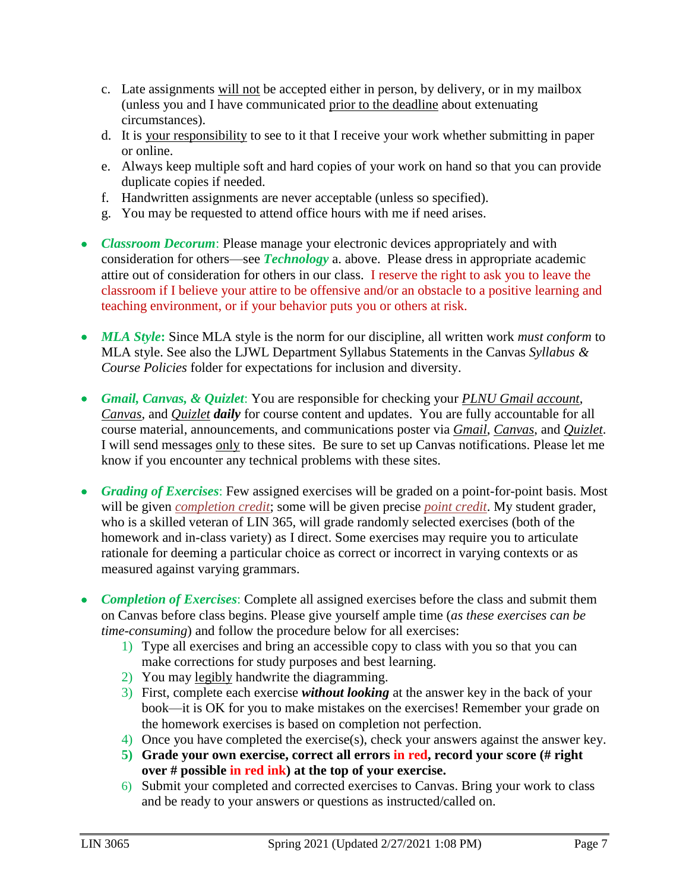c. Late assignments will not be accepted either in person, by delivery, or in my mailbox (unless you and I have communicated prior to the deadline about extenuating circumstances).
d. It is your responsibility to see to it that I receive your work whether submitting in paper or online.
e. Always keep multiple soft and hard copies of your work on hand so that you can provide duplicate copies if needed.
f. Handwritten assignments are never acceptable (unless so specified).
g. You may be requested to attend office hours with me if need arises.

- ***Classroom Decorum***: Please manage your electronic devices appropriately and with consideration for others—see ***Technology*** a. above. Please dress in appropriate academic attire out of consideration for others in our class. I reserve the right to ask you to leave the classroom if I believe your attire to be offensive and/or an obstacle to a positive learning and teaching environment, or if your behavior puts you or others at risk.

- ***MLA Style*:** Since MLA style is the norm for our discipline, all written work *must conform* to MLA style. See also the LJWL Department Syllabus Statements in the Canvas *Syllabus & Course Policies* folder for expectations for inclusion and diversity.

- ***Gmail, Canvas, & Quizlet***: You are responsible for checking your *PLNU Gmail account*, *Canvas*, and *Quizlet* ***daily*** for course content and updates. You are fully accountable for all course material, announcements, and communications poster via *Gmail*, *Canvas*, and *Quizlet*. I will send messages only to these sites. Be sure to set up Canvas notifications. Please let me know if you encounter any technical problems with these sites.

- ***Grading of Exercises***: Few assigned exercises will be graded on a point-for-point basis. Most will be given *completion credit*; some will be given precise *point credit*. My student grader, who is a skilled veteran of LIN 365, will grade randomly selected exercises (both of the homework and in-class variety) as I direct. Some exercises may require you to articulate rationale for deeming a particular choice as correct or incorrect in varying contexts or as measured against varying grammars.

- ***Completion of Exercises***: Complete all assigned exercises before the class and submit them on Canvas before class begins. Please give yourself ample time (*as these exercises can be time-consuming*) and follow the procedure below for all exercises:
  1) Type all exercises and bring an accessible copy to class with you so that you can make corrections for study purposes and best learning.
  2) You may legibly handwrite the diagramming.
  3) First, complete each exercise ***without looking*** at the answer key in the back of your book—it is OK for you to make mistakes on the exercises! Remember your grade on the homework exercises is based on completion not perfection.
  4) Once you have completed the exercise(s), check your answers against the answer key.
  5) **Grade your own exercise, correct all errors in red, record your score (# right over # possible in red ink) at the top of your exercise.**
  6) Submit your completed and corrected exercises to Canvas. Bring your work to class and be ready to your answers or questions as instructed/called on.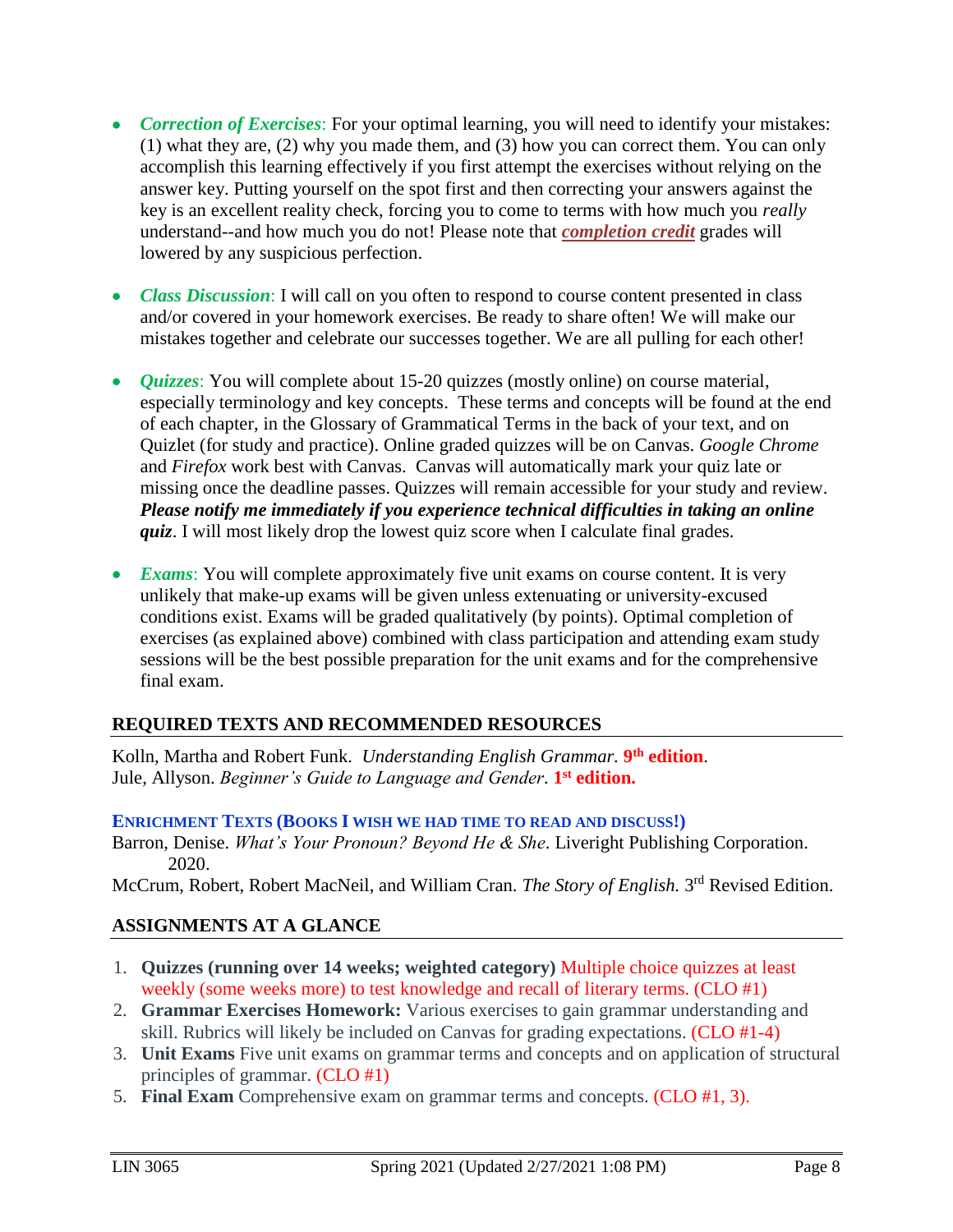- ***Correction of Exercises***: For your optimal learning, you will need to identify your mistakes: (1) what they are, (2) why you made them, and (3) how you can correct them. You can only accomplish this learning effectively if you first attempt the exercises without relying on the answer key. Putting yourself on the spot first and then correcting your answers against the key is an excellent reality check, forcing you to come to terms with how much you *really* understand--and how much you do not! Please note that ***completion credit*** grades will lowered by any suspicious perfection.

- ***Class Discussion***: I will call on you often to respond to course content presented in class and/or covered in your homework exercises. Be ready to share often! We will make our mistakes together and celebrate our successes together. We are all pulling for each other!

- ***Quizzes***: You will complete about 15-20 quizzes (mostly online) on course material, especially terminology and key concepts. These terms and concepts will be found at the end of each chapter, in the Glossary of Grammatical Terms in the back of your text, and on Quizlet (for study and practice). Online graded quizzes will be on Canvas. *Google Chrome* and *Firefox* work best with Canvas. Canvas will automatically mark your quiz late or missing once the deadline passes. Quizzes will remain accessible for your study and review. ***Please notify me immediately if you experience technical difficulties in taking an online quiz***. I will most likely drop the lowest quiz score when I calculate final grades.

- ***Exams***: You will complete approximately five unit exams on course content. It is very unlikely that make-up exams will be given unless extenuating or university-excused conditions exist. Exams will be graded qualitatively (by points). Optimal completion of exercises (as explained above) combined with class participation and attending exam study sessions will be the best possible preparation for the unit exams and for the comprehensive final exam.

## REQUIRED TEXTS AND RECOMMENDED RESOURCES

Kolln, Martha and Robert Funk. *Understanding English Grammar*. **9th edition**.
Jule, Allyson. *Beginner's Guide to Language and Gender*. **1st edition.**

### ENRICHMENT TEXTS (BOOKS I WISH WE HAD TIME TO READ AND DISCUSS!)

Barron, Denise. *What's Your Pronoun? Beyond He & She*. Liveright Publishing Corporation. 2020.
McCrum, Robert, Robert MacNeil, and William Cran. *The Story of English.* 3rd Revised Edition.

## ASSIGNMENTS AT A GLANCE

1. **Quizzes (running over 14 weeks; weighted category)** Multiple choice quizzes at least weekly (some weeks more) to test knowledge and recall of literary terms. (CLO #1)
2. **Grammar Exercises Homework:** Various exercises to gain grammar understanding and skill. Rubrics will likely be included on Canvas for grading expectations. (CLO #1-4)
3. **Unit Exams** Five unit exams on grammar terms and concepts and on application of structural principles of grammar. (CLO #1)
5. **Final Exam** Comprehensive exam on grammar terms and concepts. (CLO #1, 3).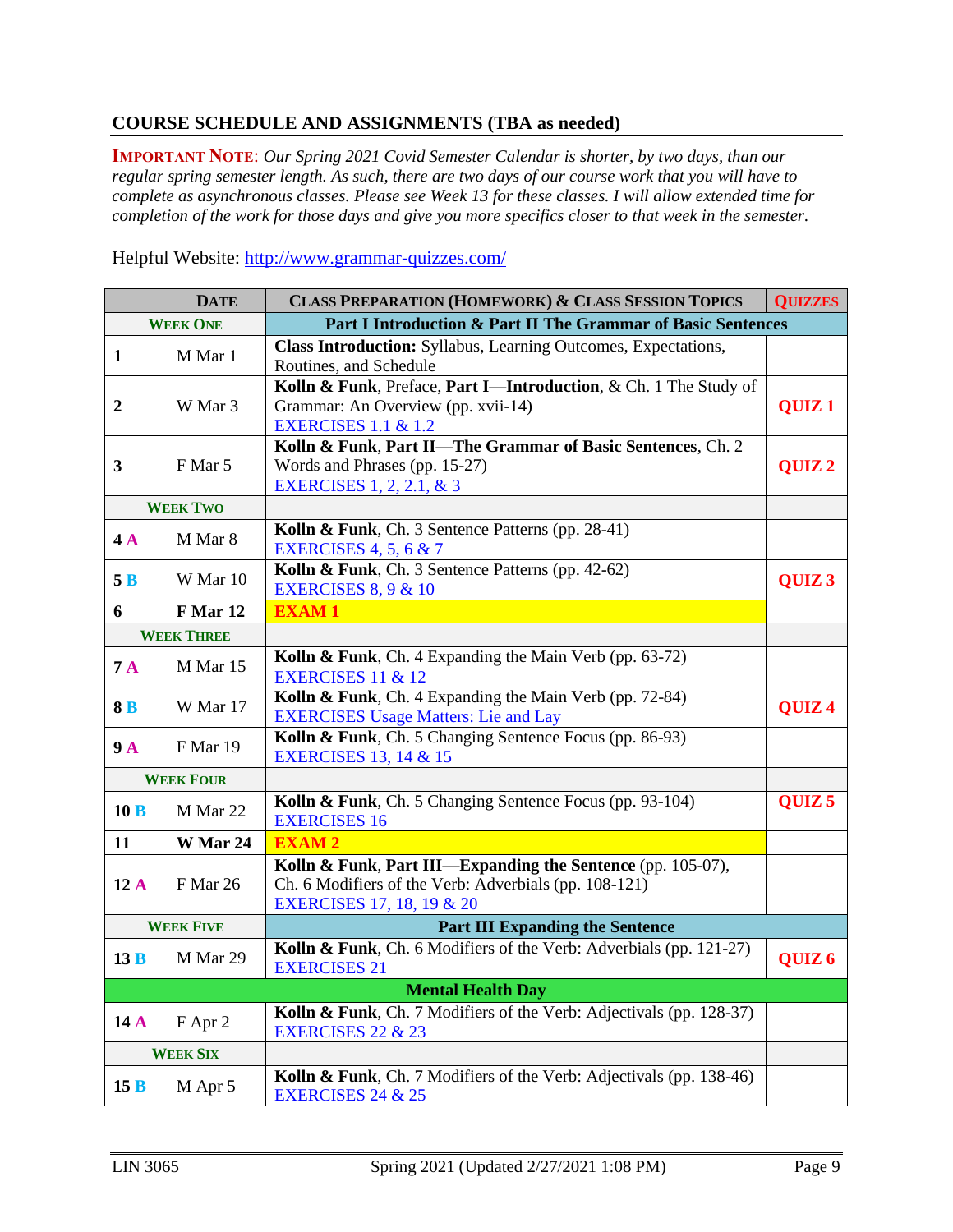## COURSE SCHEDULE AND ASSIGNMENTS (TBA as needed)

**IMPORTANT NOTE**: *Our Spring 2021 Covid Semester Calendar is shorter, by two days, than our regular spring semester length. As such, there are two days of our course work that you will have to complete as asynchronous classes. Please see Week 13 for these classes. I will allow extended time for completion of the work for those days and give you more specifics closer to that week in the semester.*

Helpful Website: [http://www.grammar-quizzes.com/](http://www.grammar-quizzes.com/)

| | DATE | CLASS PREPARATION (HOMEWORK) & CLASS SESSION TOPICS | QUIZZES |
|---|---|---|---|
| **WEEK ONE** | | **Part I Introduction & Part II The Grammar of Basic Sentences** | |
| **1** | M Mar 1 | **Class Introduction:** Syllabus, Learning Outcomes, Expectations, Routines, and Schedule | |
| **2** | W Mar 3 | **Kolln & Funk**, Preface, **Part I—Introduction**, & Ch. 1 The Study of Grammar: An Overview (pp. xvii-14)<br>EXERCISES 1.1 & 1.2 | **QUIZ 1** |
| **3** | F Mar 5 | **Kolln & Funk**, **Part II—The Grammar of Basic Sentences**, Ch. 2 Words and Phrases (pp. 15-27)<br>EXERCISES 1, 2, 2.1, & 3 | **QUIZ 2** |
| **WEEK TWO** | | | |
| **4 A** | M Mar 8 | **Kolln & Funk**, Ch. 3 Sentence Patterns (pp. 28-41)<br>EXERCISES 4, 5, 6 & 7 | |
| **5 B** | W Mar 10 | **Kolln & Funk**, Ch. 3 Sentence Patterns (pp. 42-62)<br>EXERCISES 8, 9 & 10 | **QUIZ 3** |
| **6** | **F Mar 12** | **EXAM 1** | |
| **WEEK THREE** | | | |
| **7 A** | M Mar 15 | **Kolln & Funk**, Ch. 4 Expanding the Main Verb (pp. 63-72)<br>EXERCISES 11 & 12 | |
| **8 B** | W Mar 17 | **Kolln & Funk**, Ch. 4 Expanding the Main Verb (pp. 72-84)<br>EXERCISES Usage Matters: Lie and Lay | **QUIZ 4** |
| **9 A** | F Mar 19 | **Kolln & Funk**, Ch. 5 Changing Sentence Focus (pp. 86-93)<br>EXERCISES 13, 14 & 15 | |
| **WEEK FOUR** | | | |
| **10 B** | M Mar 22 | **Kolln & Funk**, Ch. 5 Changing Sentence Focus (pp. 93-104)<br>EXERCISES 16 | **QUIZ 5** |
| **11** | **W Mar 24** | **EXAM 2** | |
| **12 A** | F Mar 26 | **Kolln & Funk**, **Part III—Expanding the Sentence** (pp. 105-07), Ch. 6 Modifiers of the Verb: Adverbials (pp. 108-121)<br>EXERCISES 17, 18, 19 & 20 | |
| **WEEK FIVE** | | **Part III Expanding the Sentence** | |
| **13 B** | M Mar 29 | **Kolln & Funk**, Ch. 6 Modifiers of the Verb: Adverbials (pp. 121-27)<br>EXERCISES 21 | **QUIZ 6** |
| | | **Mental Health Day** | |
| **14 A** | F Apr 2 | **Kolln & Funk**, Ch. 7 Modifiers of the Verb: Adjectivals (pp. 128-37)<br>EXERCISES 22 & 23 | |
| **WEEK SIX** | | | |
| **15 B** | M Apr 5 | **Kolln & Funk**, Ch. 7 Modifiers of the Verb: Adjectivals (pp. 138-46)<br>EXERCISES 24 & 25 | |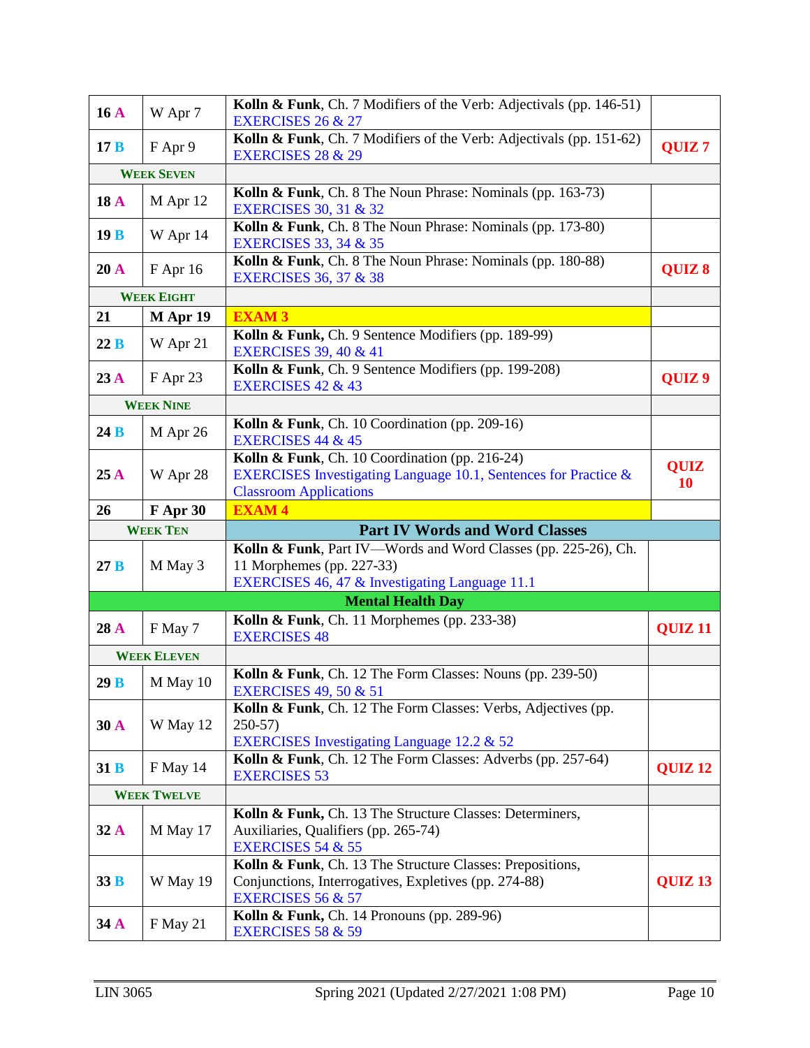| | | | |
|---|---|---|---|
| 16 A | W Apr 7 | **Kolln & Funk**, Ch. 7 Modifiers of the Verb: Adjectivals (pp. 146-51)<br>EXERCISES 26 & 27 | |
| 17 B | F Apr 9 | **Kolln & Funk**, Ch. 7 Modifiers of the Verb: Adjectivals (pp. 151-62)<br>EXERCISES 28 & 29 | **QUIZ 7** |
| **WEEK SEVEN** | | | |
| 18 A | M Apr 12 | **Kolln & Funk**, Ch. 8 The Noun Phrase: Nominals (pp. 163-73)<br>EXERCISES 30, 31 & 32 | |
| 19 B | W Apr 14 | **Kolln & Funk**, Ch. 8 The Noun Phrase: Nominals (pp. 173-80)<br>EXERCISES 33, 34 & 35 | |
| 20 A | F Apr 16 | **Kolln & Funk**, Ch. 8 The Noun Phrase: Nominals (pp. 180-88)<br>EXERCISES 36, 37 & 38 | **QUIZ 8** |
| **WEEK EIGHT** | | | |
| **21** | **M Apr 19** | **EXAM 3** | |
| 22 B | W Apr 21 | **Kolln & Funk,** Ch. 9 Sentence Modifiers (pp. 189-99)<br>EXERCISES 39, 40 & 41 | |
| 23 A | F Apr 23 | **Kolln & Funk**, Ch. 9 Sentence Modifiers (pp. 199-208)<br>EXERCISES 42 & 43 | **QUIZ 9** |
| **WEEK NINE** | | | |
| 24 B | M Apr 26 | **Kolln & Funk**, Ch. 10 Coordination (pp. 209-16)<br>EXERCISES 44 & 45 | |
| 25 A | W Apr 28 | **Kolln & Funk**, Ch. 10 Coordination (pp. 216-24)<br>EXERCISES Investigating Language 10.1, Sentences for Practice & Classroom Applications | **QUIZ 10** |
| **26** | **F Apr 30** | **EXAM 4** | |
| **WEEK TEN** | | **Part IV Words and Word Classes** | |
| 27 B | M May 3 | **Kolln & Funk**, Part IV—Words and Word Classes (pp. 225-26), Ch. 11 Morphemes (pp. 227-33)<br>EXERCISES 46, 47 & Investigating Language 11.1 | |
| | | **Mental Health Day** | |
| 28 A | F May 7 | **Kolln & Funk**, Ch. 11 Morphemes (pp. 233-38)<br>EXERCISES 48 | **QUIZ 11** |
| **WEEK ELEVEN** | | | |
| 29 B | M May 10 | **Kolln & Funk**, Ch. 12 The Form Classes: Nouns (pp. 239-50)<br>EXERCISES 49, 50 & 51 | |
| 30 A | W May 12 | **Kolln & Funk**, Ch. 12 The Form Classes: Verbs, Adjectives (pp. 250-57)<br>EXERCISES Investigating Language 12.2 & 52 | |
| 31 B | F May 14 | **Kolln & Funk**, Ch. 12 The Form Classes: Adverbs (pp. 257-64)<br>EXERCISES 53 | **QUIZ 12** |
| **WEEK TWELVE** | | | |
| 32 A | M May 17 | **Kolln & Funk,** Ch. 13 The Structure Classes: Determiners, Auxiliaries, Qualifiers (pp. 265-74)<br>EXERCISES 54 & 55 | |
| 33 B | W May 19 | **Kolln & Funk**, Ch. 13 The Structure Classes: Prepositions, Conjunctions, Interrogatives, Expletives (pp. 274-88)<br>EXERCISES 56 & 57 | **QUIZ 13** |
| 34 A | F May 21 | **Kolln & Funk,** Ch. 14 Pronouns (pp. 289-96)<br>EXERCISES 58 & 59 | |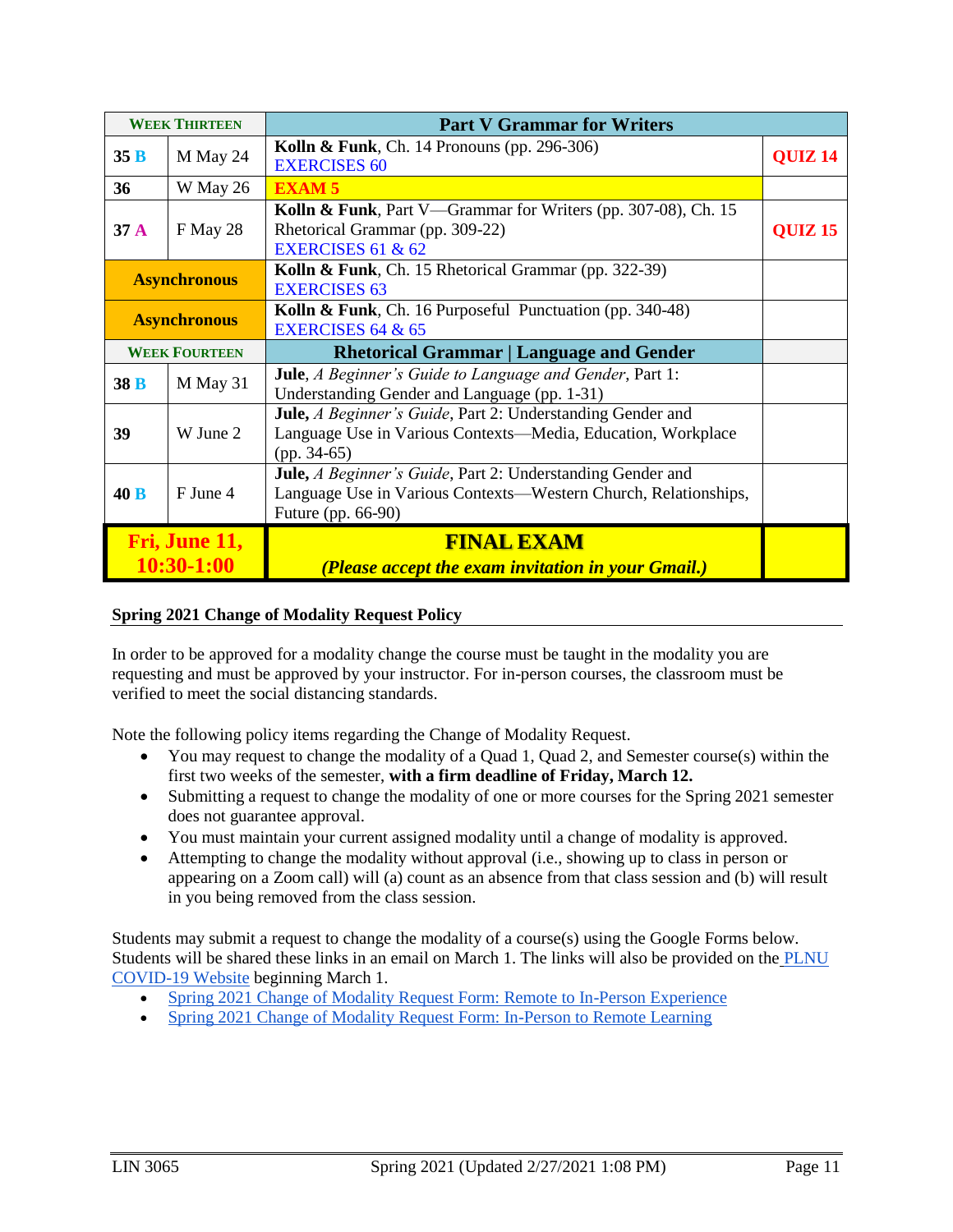| WEEK THIRTEEN | | Part V Grammar for Writers | |
|---|---|---|---|
| **35 B** | M May 24 | **Kolln & Funk**, Ch. 14 Pronouns (pp. 296-306)<br>EXERCISES 60 | **QUIZ 14** |
| **36** | W May 26 | **EXAM 5** | |
| **37 A** | F May 28 | **Kolln & Funk**, Part V—Grammar for Writers (pp. 307-08), Ch. 15 Rhetorical Grammar (pp. 309-22)<br>EXERCISES 61 & 62 | **QUIZ 15** |
| **Asynchronous** | | **Kolln & Funk**, Ch. 15 Rhetorical Grammar (pp. 322-39)<br>EXERCISES 63 | |
| **Asynchronous** | | **Kolln & Funk**, Ch. 16 Purposeful Punctuation (pp. 340-48)<br>EXERCISES 64 & 65 | |
| WEEK FOURTEEN | | **Rhetorical Grammar \| Language and Gender** | |
| **38 B** | M May 31 | **Jule**, *A Beginner's Guide to Language and Gender*, Part 1: Understanding Gender and Language (pp. 1-31) | |
| **39** | W June 2 | **Jule,** *A Beginner's Guide*, Part 2: Understanding Gender and Language Use in Various Contexts—Media, Education, Workplace (pp. 34-65) | |
| **40 B** | F June 4 | **Jule,** *A Beginner's Guide*, Part 2: Understanding Gender and Language Use in Various Contexts—Western Church, Relationships, Future (pp. 66-90) | |
| **Fri, June 11, 10:30-1:00** | | **FINAL EXAM**<br>***(Please accept the exam invitation in your Gmail.)*** | |

**Spring 2021 Change of Modality Request Policy**

In order to be approved for a modality change the course must be taught in the modality you are requesting and must be approved by your instructor. For in-person courses, the classroom must be verified to meet the social distancing standards.

Note the following policy items regarding the Change of Modality Request.

- You may request to change the modality of a Quad 1, Quad 2, and Semester course(s) within the first two weeks of the semester, **with a firm deadline of Friday, March 12.**
- Submitting a request to change the modality of one or more courses for the Spring 2021 semester does not guarantee approval.
- You must maintain your current assigned modality until a change of modality is approved.
- Attempting to change the modality without approval (i.e., showing up to class in person or appearing on a Zoom call) will (a) count as an absence from that class session and (b) will result in you being removed from the class session.

Students may submit a request to change the modality of a course(s) using the Google Forms below. Students will be shared these links in an email on March 1. The links will also be provided on the PLNU COVID-19 Website beginning March 1.

- Spring 2021 Change of Modality Request Form: Remote to In-Person Experience
- Spring 2021 Change of Modality Request Form: In-Person to Remote Learning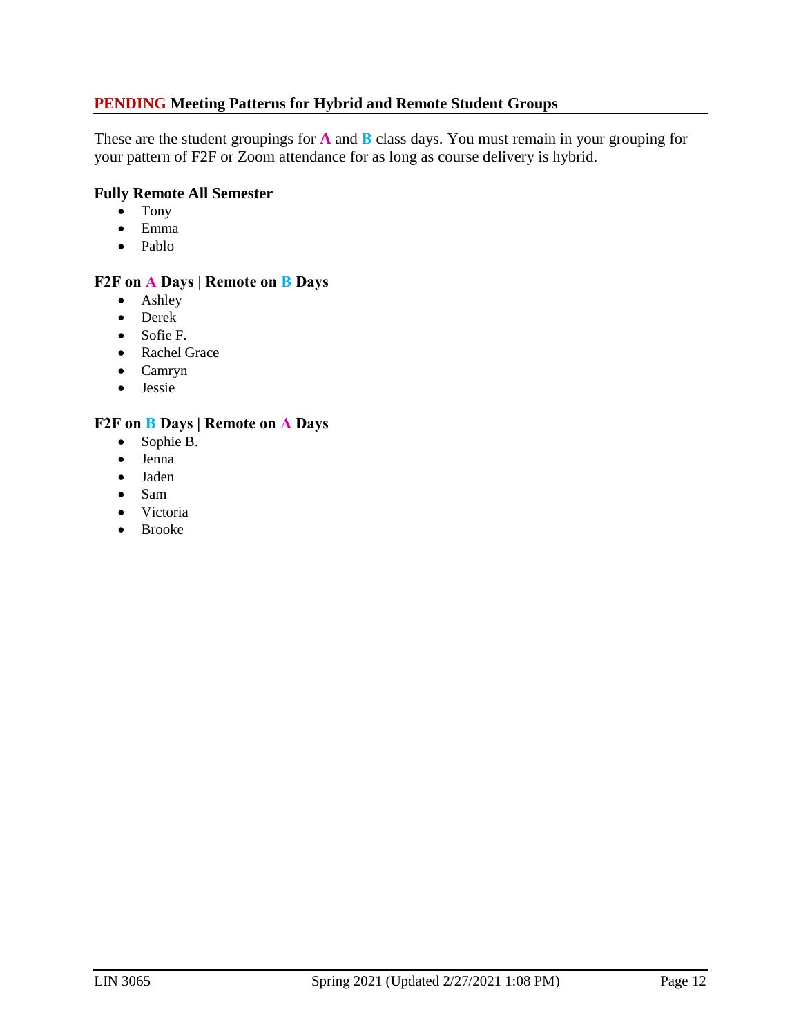## **PENDING Meeting Patterns for Hybrid and Remote Student Groups**

These are the student groupings for **A** and **B** class days. You must remain in your grouping for your pattern of F2F or Zoom attendance for as long as course delivery is hybrid.

### **Fully Remote All Semester**

- Tony
- Emma
- Pablo

### **F2F on A Days | Remote on B Days**

- Ashley
- Derek
- Sofie F.
- Rachel Grace
- Camryn
- Jessie

### **F2F on B Days | Remote on A Days**

- Sophie B.
- Jenna
- Jaden
- Sam
- Victoria
- Brooke